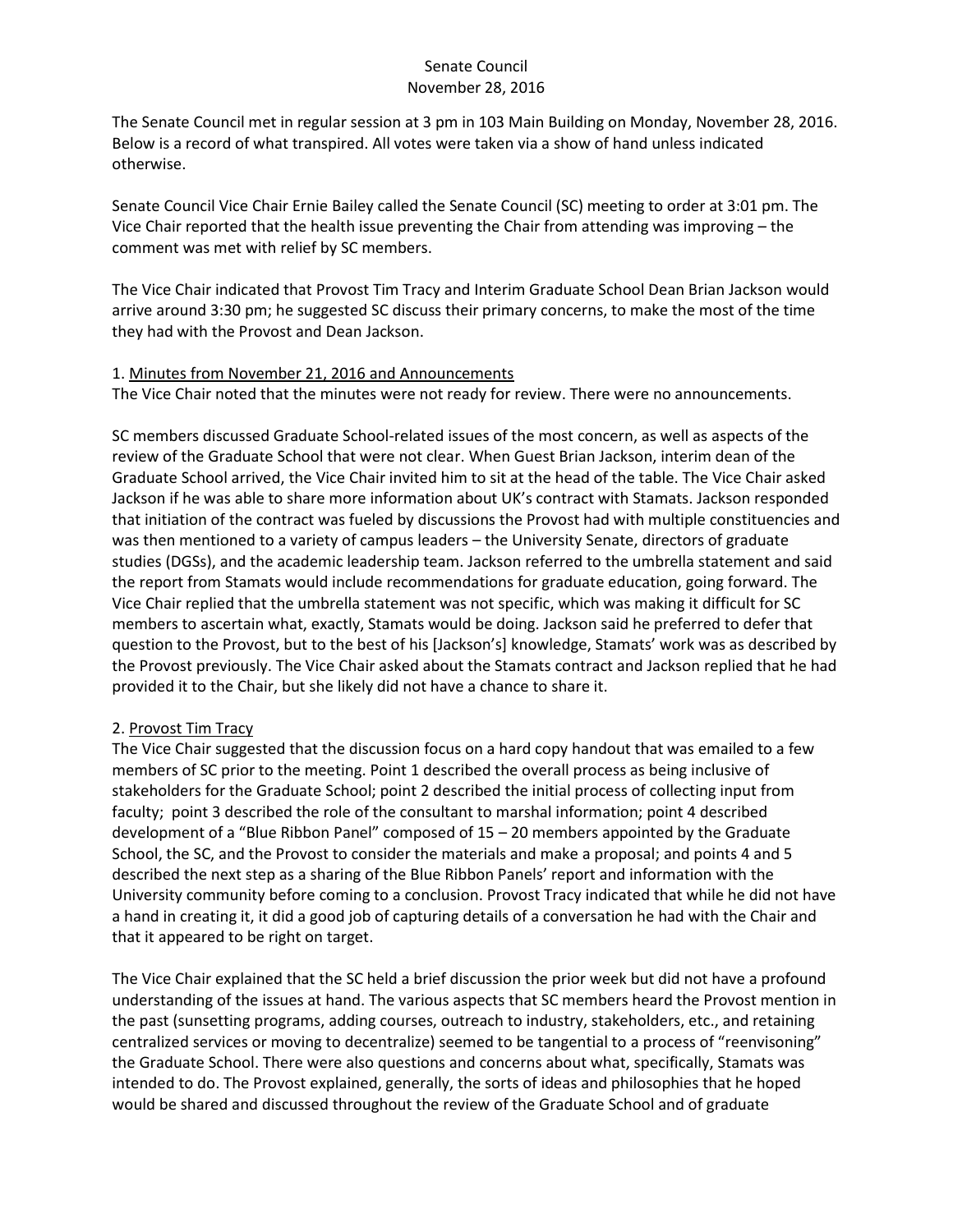Senate Council
November 28, 2016

The Senate Council met in regular session at 3 pm in 103 Main Building on Monday, November 28, 2016. Below is a record of what transpired. All votes were taken via a show of hand unless indicated otherwise.

Senate Council Vice Chair Ernie Bailey called the Senate Council (SC) meeting to order at 3:01 pm. The Vice Chair reported that the health issue preventing the Chair from attending was improving – the comment was met with relief by SC members.

The Vice Chair indicated that Provost Tim Tracy and Interim Graduate School Dean Brian Jackson would arrive around 3:30 pm; he suggested SC discuss their primary concerns, to make the most of the time they had with the Provost and Dean Jackson.

1. Minutes from November 21, 2016 and Announcements

The Vice Chair noted that the minutes were not ready for review. There were no announcements.

SC members discussed Graduate School-related issues of the most concern, as well as aspects of the review of the Graduate School that were not clear. When Guest Brian Jackson, interim dean of the Graduate School arrived, the Vice Chair invited him to sit at the head of the table. The Vice Chair asked Jackson if he was able to share more information about UK's contract with Stamats. Jackson responded that initiation of the contract was fueled by discussions the Provost had with multiple constituencies and was then mentioned to a variety of campus leaders – the University Senate, directors of graduate studies (DGSs), and the academic leadership team. Jackson referred to the umbrella statement and said the report from Stamats would include recommendations for graduate education, going forward. The Vice Chair replied that the umbrella statement was not specific, which was making it difficult for SC members to ascertain what, exactly, Stamats would be doing. Jackson said he preferred to defer that question to the Provost, but to the best of his [Jackson's] knowledge, Stamats' work was as described by the Provost previously. The Vice Chair asked about the Stamats contract and Jackson replied that he had provided it to the Chair, but she likely did not have a chance to share it.

2. Provost Tim Tracy

The Vice Chair suggested that the discussion focus on a hard copy handout that was emailed to a few members of SC prior to the meeting. Point 1 described the overall process as being inclusive of stakeholders for the Graduate School; point 2 described the initial process of collecting input from faculty; point 3 described the role of the consultant to marshal information; point 4 described development of a "Blue Ribbon Panel" composed of 15 – 20 members appointed by the Graduate School, the SC, and the Provost to consider the materials and make a proposal; and points 4 and 5 described the next step as a sharing of the Blue Ribbon Panels' report and information with the University community before coming to a conclusion. Provost Tracy indicated that while he did not have a hand in creating it, it did a good job of capturing details of a conversation he had with the Chair and that it appeared to be right on target.

The Vice Chair explained that the SC held a brief discussion the prior week but did not have a profound understanding of the issues at hand. The various aspects that SC members heard the Provost mention in the past (sunsetting programs, adding courses, outreach to industry, stakeholders, etc., and retaining centralized services or moving to decentralize) seemed to be tangential to a process of "reenvisoning" the Graduate School. There were also questions and concerns about what, specifically, Stamats was intended to do. The Provost explained, generally, the sorts of ideas and philosophies that he hoped would be shared and discussed throughout the review of the Graduate School and of graduate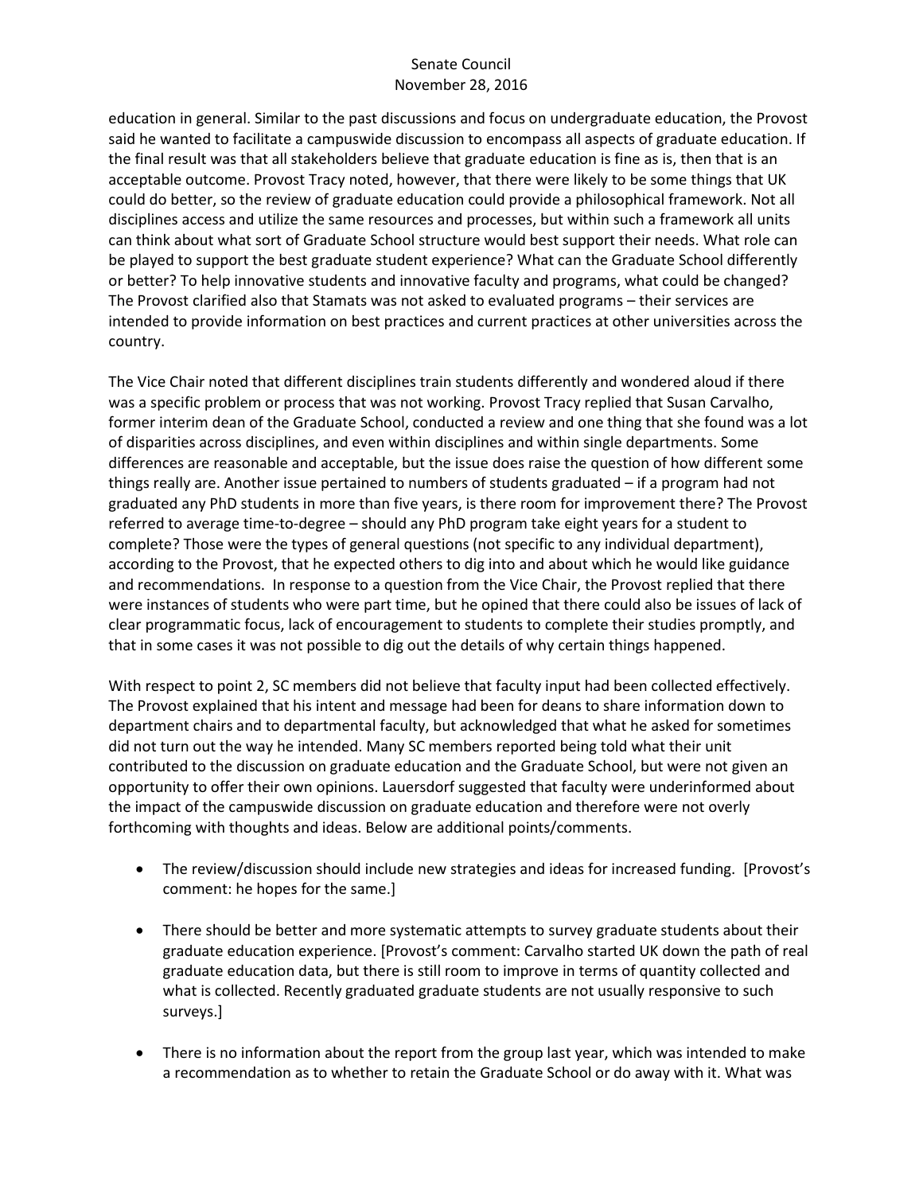education in general. Similar to the past discussions and focus on undergraduate education, the Provost said he wanted to facilitate a campuswide discussion to encompass all aspects of graduate education. If the final result was that all stakeholders believe that graduate education is fine as is, then that is an acceptable outcome. Provost Tracy noted, however, that there were likely to be some things that UK could do better, so the review of graduate education could provide a philosophical framework. Not all disciplines access and utilize the same resources and processes, but within such a framework all units can think about what sort of Graduate School structure would best support their needs. What role can be played to support the best graduate student experience? What can the Graduate School differently or better? To help innovative students and innovative faculty and programs, what could be changed? The Provost clarified also that Stamats was not asked to evaluated programs – their services are intended to provide information on best practices and current practices at other universities across the country.

The Vice Chair noted that different disciplines train students differently and wondered aloud if there was a specific problem or process that was not working. Provost Tracy replied that Susan Carvalho, former interim dean of the Graduate School, conducted a review and one thing that she found was a lot of disparities across disciplines, and even within disciplines and within single departments. Some differences are reasonable and acceptable, but the issue does raise the question of how different some things really are. Another issue pertained to numbers of students graduated – if a program had not graduated any PhD students in more than five years, is there room for improvement there? The Provost referred to average time-to-degree – should any PhD program take eight years for a student to complete? Those were the types of general questions (not specific to any individual department), according to the Provost, that he expected others to dig into and about which he would like guidance and recommendations. In response to a question from the Vice Chair, the Provost replied that there were instances of students who were part time, but he opined that there could also be issues of lack of clear programmatic focus, lack of encouragement to students to complete their studies promptly, and that in some cases it was not possible to dig out the details of why certain things happened.

With respect to point 2, SC members did not believe that faculty input had been collected effectively. The Provost explained that his intent and message had been for deans to share information down to department chairs and to departmental faculty, but acknowledged that what he asked for sometimes did not turn out the way he intended. Many SC members reported being told what their unit contributed to the discussion on graduate education and the Graduate School, but were not given an opportunity to offer their own opinions. Lauersdorf suggested that faculty were underinformed about the impact of the campuswide discussion on graduate education and therefore were not overly forthcoming with thoughts and ideas. Below are additional points/comments.

- The review/discussion should include new strategies and ideas for increased funding. [Provost's comment: he hopes for the same.]

- There should be better and more systematic attempts to survey graduate students about their graduate education experience. [Provost's comment: Carvalho started UK down the path of real graduate education data, but there is still room to improve in terms of quantity collected and what is collected. Recently graduated graduate students are not usually responsive to such surveys.]

- There is no information about the report from the group last year, which was intended to make a recommendation as to whether to retain the Graduate School or do away with it. What was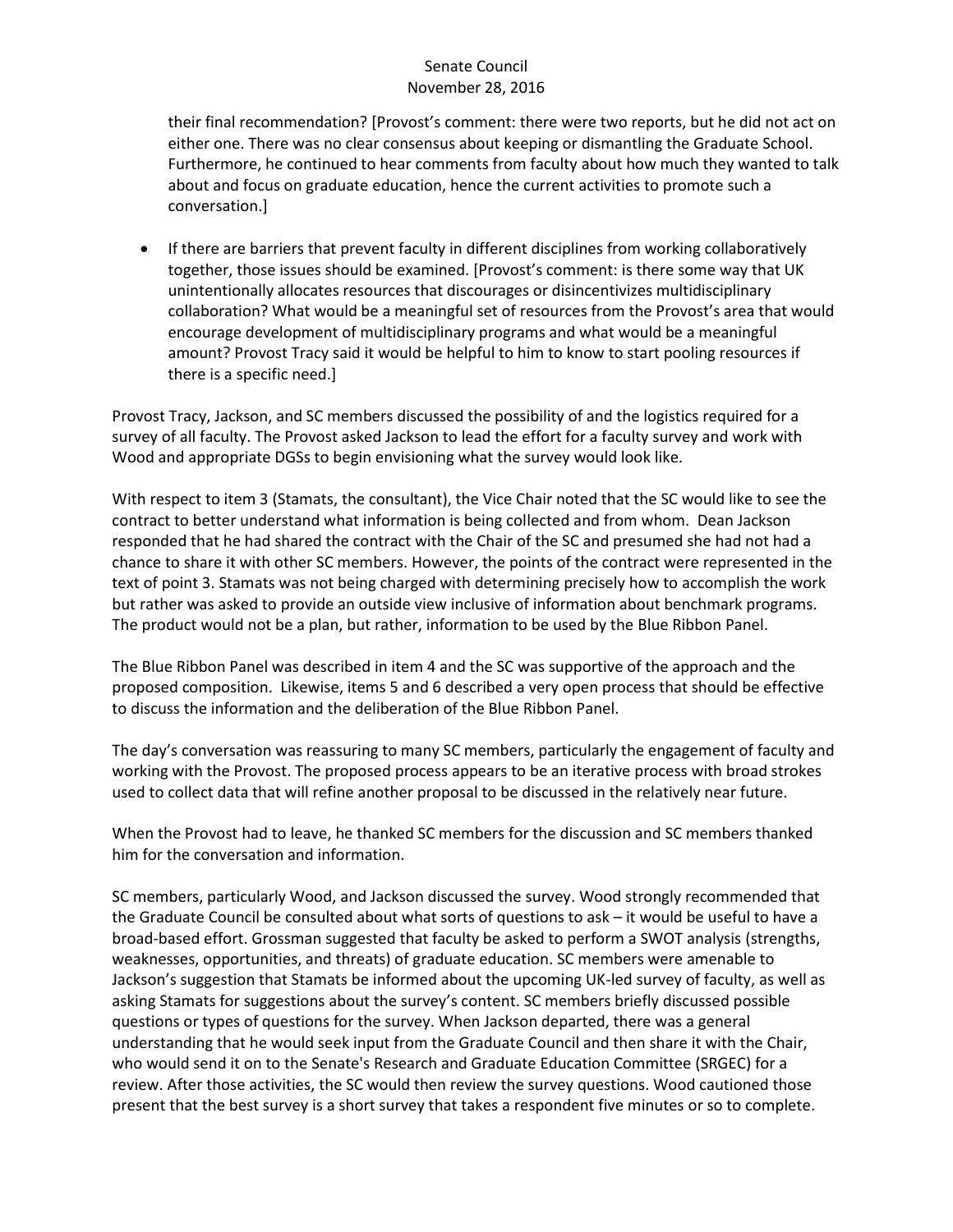their final recommendation? [Provost's comment: there were two reports, but he did not act on either one. There was no clear consensus about keeping or dismantling the Graduate School. Furthermore, he continued to hear comments from faculty about how much they wanted to talk about and focus on graduate education, hence the current activities to promote such a conversation.]

- If there are barriers that prevent faculty in different disciplines from working collaboratively together, those issues should be examined. [Provost's comment: is there some way that UK unintentionally allocates resources that discourages or disincentivizes multidisciplinary collaboration? What would be a meaningful set of resources from the Provost's area that would encourage development of multidisciplinary programs and what would be a meaningful amount? Provost Tracy said it would be helpful to him to know to start pooling resources if there is a specific need.]

Provost Tracy, Jackson, and SC members discussed the possibility of and the logistics required for a survey of all faculty. The Provost asked Jackson to lead the effort for a faculty survey and work with Wood and appropriate DGSs to begin envisioning what the survey would look like.

With respect to item 3 (Stamats, the consultant), the Vice Chair noted that the SC would like to see the contract to better understand what information is being collected and from whom. Dean Jackson responded that he had shared the contract with the Chair of the SC and presumed she had not had a chance to share it with other SC members. However, the points of the contract were represented in the text of point 3. Stamats was not being charged with determining precisely how to accomplish the work but rather was asked to provide an outside view inclusive of information about benchmark programs. The product would not be a plan, but rather, information to be used by the Blue Ribbon Panel.

The Blue Ribbon Panel was described in item 4 and the SC was supportive of the approach and the proposed composition. Likewise, items 5 and 6 described a very open process that should be effective to discuss the information and the deliberation of the Blue Ribbon Panel.

The day's conversation was reassuring to many SC members, particularly the engagement of faculty and working with the Provost. The proposed process appears to be an iterative process with broad strokes used to collect data that will refine another proposal to be discussed in the relatively near future.

When the Provost had to leave, he thanked SC members for the discussion and SC members thanked him for the conversation and information.

SC members, particularly Wood, and Jackson discussed the survey. Wood strongly recommended that the Graduate Council be consulted about what sorts of questions to ask – it would be useful to have a broad-based effort. Grossman suggested that faculty be asked to perform a SWOT analysis (strengths, weaknesses, opportunities, and threats) of graduate education. SC members were amenable to Jackson's suggestion that Stamats be informed about the upcoming UK-led survey of faculty, as well as asking Stamats for suggestions about the survey's content. SC members briefly discussed possible questions or types of questions for the survey. When Jackson departed, there was a general understanding that he would seek input from the Graduate Council and then share it with the Chair, who would send it on to the Senate's Research and Graduate Education Committee (SRGEC) for a review. After those activities, the SC would then review the survey questions. Wood cautioned those present that the best survey is a short survey that takes a respondent five minutes or so to complete.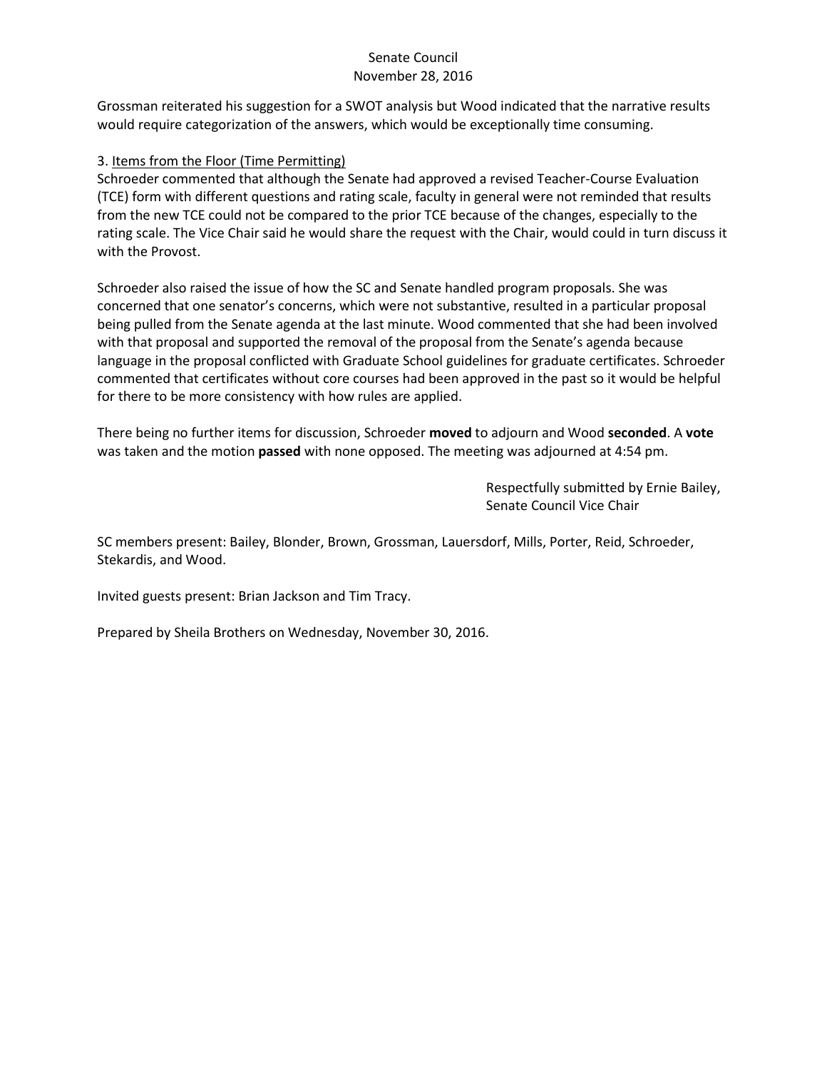Grossman reiterated his suggestion for a SWOT analysis but Wood indicated that the narrative results would require categorization of the answers, which would be exceptionally time consuming.

3. Items from the Floor (Time Permitting)

Schroeder commented that although the Senate had approved a revised Teacher-Course Evaluation (TCE) form with different questions and rating scale, faculty in general were not reminded that results from the new TCE could not be compared to the prior TCE because of the changes, especially to the rating scale. The Vice Chair said he would share the request with the Chair, would could in turn discuss it with the Provost.

Schroeder also raised the issue of how the SC and Senate handled program proposals. She was concerned that one senator's concerns, which were not substantive, resulted in a particular proposal being pulled from the Senate agenda at the last minute. Wood commented that she had been involved with that proposal and supported the removal of the proposal from the Senate's agenda because language in the proposal conflicted with Graduate School guidelines for graduate certificates. Schroeder commented that certificates without core courses had been approved in the past so it would be helpful for there to be more consistency with how rules are applied.

There being no further items for discussion, Schroeder **moved** to adjourn and Wood **seconded**. A **vote** was taken and the motion **passed** with none opposed. The meeting was adjourned at 4:54 pm.

Respectfully submitted by Ernie Bailey,
Senate Council Vice Chair

SC members present: Bailey, Blonder, Brown, Grossman, Lauersdorf, Mills, Porter, Reid, Schroeder, Stekardis, and Wood.

Invited guests present: Brian Jackson and Tim Tracy.

Prepared by Sheila Brothers on Wednesday, November 30, 2016.